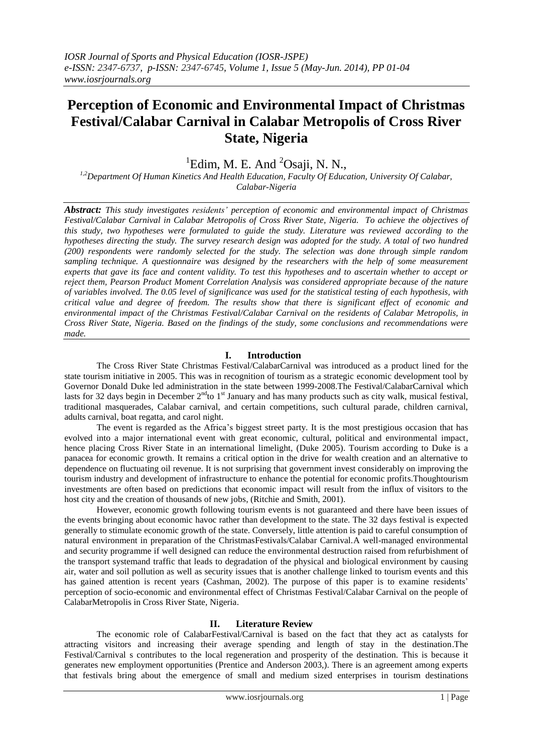# Perception of Economic and Environmental Impact of Christmas Festival/Calabar Carnival in Calabar Metropolis of Cross River State, Nigeria

[1]Edim, M. E. And [2]Osaji, N. N.,

[1,2]Department Of Human Kinetics And Health Education, Faculty Of Education, University Of Calabar, Calabar-Nigeria

***Abstract:*** *This study investigates residents' perception of economic and environmental impact of Christmas Festival/Calabar Carnival in Calabar Metropolis of Cross River State, Nigeria. To achieve the objectives of this study, two hypotheses were formulated to guide the study. Literature was reviewed according to the hypotheses directing the study. The survey research design was adopted for the study. A total of two hundred (200) respondents were randomly selected for the study. The selection was done through simple random sampling technique. A questionnaire was designed by the researchers with the help of some measurement experts that gave its face and content validity. To test this hypotheses and to ascertain whether to accept or reject them, Pearson Product Moment Correlation Analysis was considered appropriate because of the nature of variables involved. The 0.05 level of significance was used for the statistical testing of each hypothesis, with critical value and degree of freedom. The results show that there is significant effect of economic and environmental impact of the Christmas Festival/Calabar Carnival on the residents of Calabar Metropolis, in Cross River State, Nigeria. Based on the findings of the study, some conclusions and recommendations were made.*

## I. Introduction

The Cross River State Christmas Festival/CalabarCarnival was introduced as a product lined for the state tourism initiative in 2005. This was in recognition of tourism as a strategic economic development tool by Governor Donald Duke led administration in the state between 1999-2008.The Festival/CalabarCarnival which lasts for 32 days begin in December 2nd to 1st January and has many products such as city walk, musical festival, traditional masquerades, Calabar carnival, and certain competitions, such cultural parade, children carnival, adults carnival, boat regatta, and carol night.

The event is regarded as the Africa's biggest street party. It is the most prestigious occasion that has evolved into a major international event with great economic, cultural, political and environmental impact, hence placing Cross River State in an international limelight, (Duke 2005). Tourism according to Duke is a panacea for economic growth. It remains a critical option in the drive for wealth creation and an alternative to dependence on fluctuating oil revenue. It is not surprising that government invest considerably on improving the tourism industry and development of infrastructure to enhance the potential for economic profits.Thoughtourism investments are often based on predictions that economic impact will result from the influx of visitors to the host city and the creation of thousands of new jobs, (Ritchie and Smith, 2001).

However, economic growth following tourism events is not guaranteed and there have been issues of the events bringing about economic havoc rather than development to the state. The 32 days festival is expected generally to stimulate economic growth of the state. Conversely, little attention is paid to careful consumption of natural environment in preparation of the ChristmasFestivals/Calabar Carnival.A well-managed environmental and security programme if well designed can reduce the environmental destruction raised from refurbishment of the transport systemand traffic that leads to degradation of the physical and biological environment by causing air, water and soil pollution as well as security issues that is another challenge linked to tourism events and this has gained attention is recent years (Cashman, 2002). The purpose of this paper is to examine residents' perception of socio-economic and environmental effect of Christmas Festival/Calabar Carnival on the people of CalabarMetropolis in Cross River State, Nigeria.

## II. Literature Review

The economic role of CalabarFestival/Carnival is based on the fact that they act as catalysts for attracting visitors and increasing their average spending and length of stay in the destination.The Festival/Carnival s contributes to the local regeneration and prosperity of the destination. This is because it generates new employment opportunities (Prentice and Anderson 2003,). There is an agreement among experts that festivals bring about the emergence of small and medium sized enterprises in tourism destinations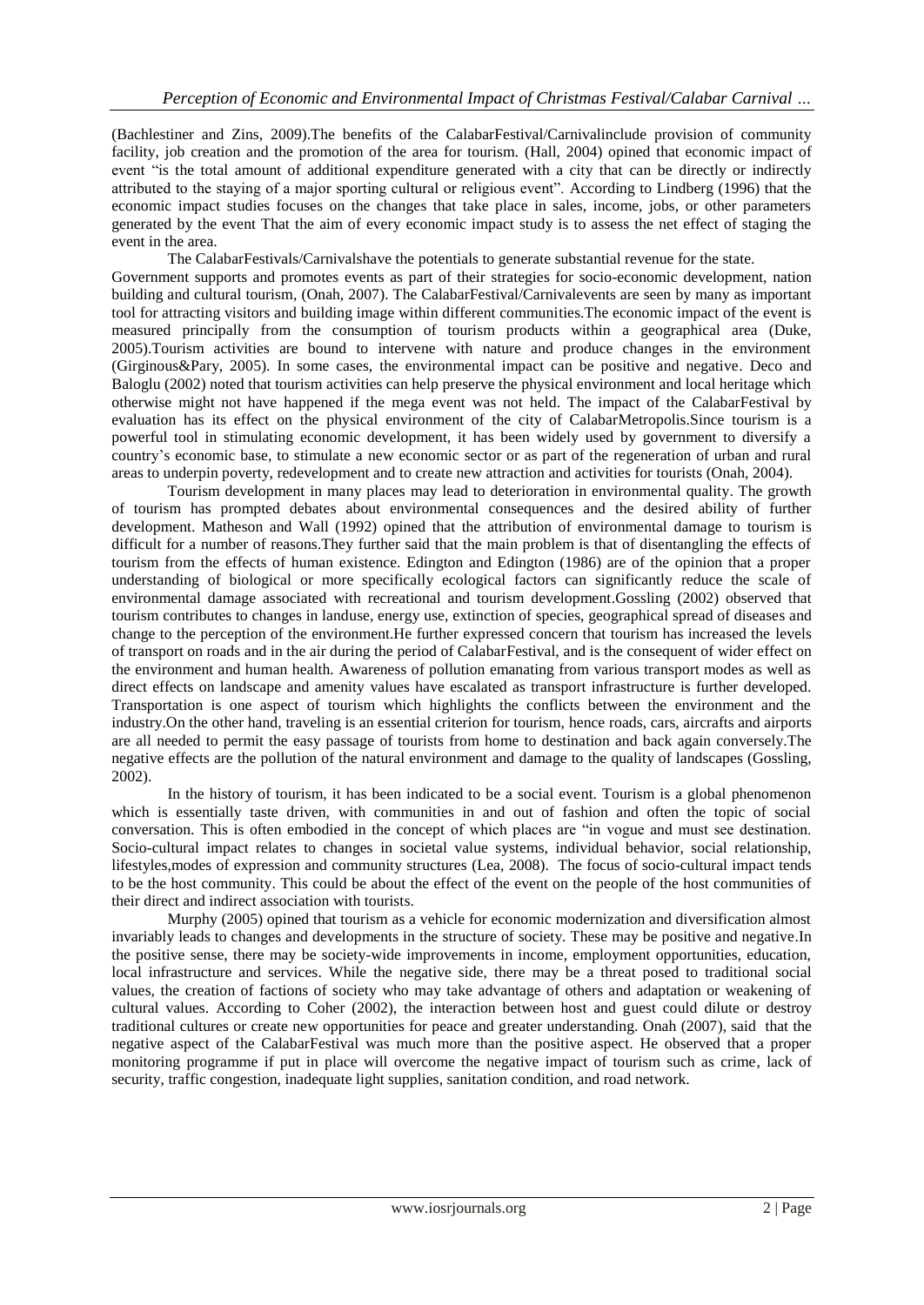(Bachlestiner and Zins, 2009).The benefits of the CalabarFestival/Carnivalinclude provision of community facility, job creation and the promotion of the area for tourism. (Hall, 2004) opined that economic impact of event "is the total amount of additional expenditure generated with a city that can be directly or indirectly attributed to the staying of a major sporting cultural or religious event". According to Lindberg (1996) that the economic impact studies focuses on the changes that take place in sales, income, jobs, or other parameters generated by the event That the aim of every economic impact study is to assess the net effect of staging the event in the area.

The CalabarFestivals/Carnivalshave the potentials to generate substantial revenue for the state. Government supports and promotes events as part of their strategies for socio-economic development, nation building and cultural tourism, (Onah, 2007). The CalabarFestival/Carnivalevents are seen by many as important tool for attracting visitors and building image within different communities.The economic impact of the event is measured principally from the consumption of tourism products within a geographical area (Duke, 2005).Tourism activities are bound to intervene with nature and produce changes in the environment (Girginous&Pary, 2005). In some cases, the environmental impact can be positive and negative. Deco and Baloglu (2002) noted that tourism activities can help preserve the physical environment and local heritage which otherwise might not have happened if the mega event was not held. The impact of the CalabarFestival by evaluation has its effect on the physical environment of the city of CalabarMetropolis.Since tourism is a powerful tool in stimulating economic development, it has been widely used by government to diversify a country's economic base, to stimulate a new economic sector or as part of the regeneration of urban and rural areas to underpin poverty, redevelopment and to create new attraction and activities for tourists (Onah, 2004).

Tourism development in many places may lead to deterioration in environmental quality. The growth of tourism has prompted debates about environmental consequences and the desired ability of further development. Matheson and Wall (1992) opined that the attribution of environmental damage to tourism is difficult for a number of reasons.They further said that the main problem is that of disentangling the effects of tourism from the effects of human existence. Edington and Edington (1986) are of the opinion that a proper understanding of biological or more specifically ecological factors can significantly reduce the scale of environmental damage associated with recreational and tourism development.Gossling (2002) observed that tourism contributes to changes in landuse, energy use, extinction of species, geographical spread of diseases and change to the perception of the environment.He further expressed concern that tourism has increased the levels of transport on roads and in the air during the period of CalabarFestival, and is the consequent of wider effect on the environment and human health. Awareness of pollution emanating from various transport modes as well as direct effects on landscape and amenity values have escalated as transport infrastructure is further developed. Transportation is one aspect of tourism which highlights the conflicts between the environment and the industry.On the other hand, traveling is an essential criterion for tourism, hence roads, cars, aircrafts and airports are all needed to permit the easy passage of tourists from home to destination and back again conversely.The negative effects are the pollution of the natural environment and damage to the quality of landscapes (Gossling, 2002).

In the history of tourism, it has been indicated to be a social event. Tourism is a global phenomenon which is essentially taste driven, with communities in and out of fashion and often the topic of social conversation. This is often embodied in the concept of which places are "in vogue and must see destination. Socio-cultural impact relates to changes in societal value systems, individual behavior, social relationship, lifestyles,modes of expression and community structures (Lea, 2008). The focus of socio-cultural impact tends to be the host community. This could be about the effect of the event on the people of the host communities of their direct and indirect association with tourists.

Murphy (2005) opined that tourism as a vehicle for economic modernization and diversification almost invariably leads to changes and developments in the structure of society. These may be positive and negative.In the positive sense, there may be society-wide improvements in income, employment opportunities, education, local infrastructure and services. While the negative side, there may be a threat posed to traditional social values, the creation of factions of society who may take advantage of others and adaptation or weakening of cultural values. According to Coher (2002), the interaction between host and guest could dilute or destroy traditional cultures or create new opportunities for peace and greater understanding. Onah (2007), said that the negative aspect of the CalabarFestival was much more than the positive aspect. He observed that a proper monitoring programme if put in place will overcome the negative impact of tourism such as crime, lack of security, traffic congestion, inadequate light supplies, sanitation condition, and road network.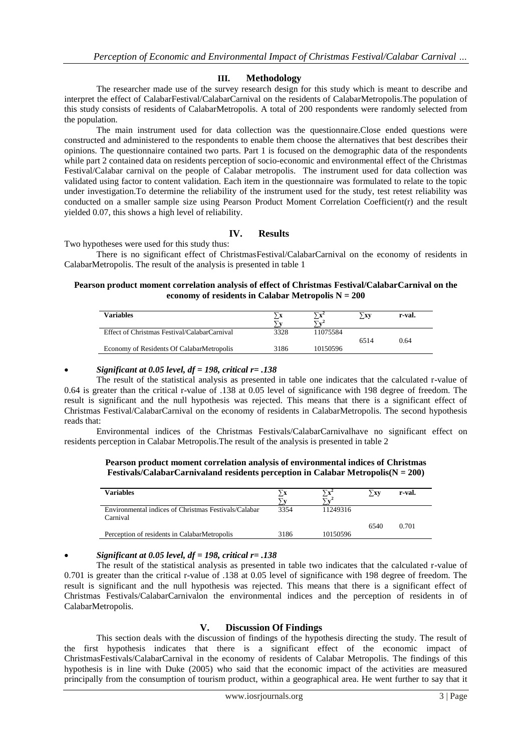## III. Methodology

The researcher made use of the survey research design for this study which is meant to describe and interpret the effect of CalabarFestival/CalabarCarnival on the residents of CalabarMetropolis.The population of this study consists of residents of CalabarMetropolis. A total of 200 respondents were randomly selected from the population.

The main instrument used for data collection was the questionnaire.Close ended questions were constructed and administered to the respondents to enable them choose the alternatives that best describes their opinions. The questionnaire contained two parts. Part 1 is focused on the demographic data of the respondents while part 2 contained data on residents perception of socio-economic and environmental effect of the Christmas Festival/Calabar carnival on the people of Calabar metropolis. The instrument used for data collection was validated using factor to content validation. Each item in the questionnaire was formulated to relate to the topic under investigation.To determine the reliability of the instrument used for the study, test retest reliability was conducted on a smaller sample size using Pearson Product Moment Correlation Coefficient(r) and the result yielded 0.07, this shows a high level of reliability.

## IV. Results

Two hypotheses were used for this study thus:

There is no significant effect of ChristmasFestival/CalabarCarnival on the economy of residents in CalabarMetropolis. The result of the analysis is presented in table 1

**Pearson product moment correlation analysis of effect of Christmas Festival/CalabarCarnival on the economy of residents in Calabar Metropolis N = 200**

| Variables | $\sum x$ / $\sum y$ | $\sum x^2$ / $\sum y^2$ | $\sum xy$ | r-val. |
|---|---|---|---|---|
| Effect of Christmas Festival/CalabarCarnival | 3328 | 11075584 | 6514 | 0.64 |
| Economy of Residents Of CalabarMetropolis | 3186 | 10150596 | | |

- ***Significant at 0.05 level, df = 198, critical r= .138***

The result of the statistical analysis as presented in table one indicates that the calculated r-value of 0.64 is greater than the critical r-value of .138 at 0.05 level of significance with 198 degree of freedom. The result is significant and the null hypothesis was rejected. This means that there is a significant effect of Christmas Festival/CalabarCarnival on the economy of residents in CalabarMetropolis. The second hypothesis reads that:

Environmental indices of the Christmas Festivals/CalabarCarnivalhave no significant effect on residents perception in Calabar Metropolis.The result of the analysis is presented in table 2

**Pearson product moment correlation analysis of environmental indices of Christmas Festivals/CalabarCarnivaland residents perception in Calabar Metropolis(N = 200)**

| Variables | $\sum x$ / $\sum y$ | $\sum x^2$ / $\sum y^2$ | $\sum xy$ | r-val. |
|---|---|---|---|---|
| Environmental indices of Christmas Festivals/Calabar Carnival | 3354 | 11249316 | 6540 | 0.701 |
| Perception of residents in CalabarMetropolis | 3186 | 10150596 | | |

- ***Significant at 0.05 level, df = 198, critical r= .138***

The result of the statistical analysis as presented in table two indicates that the calculated r-value of 0.701 is greater than the critical r-value of .138 at 0.05 level of significance with 198 degree of freedom. The result is significant and the null hypothesis was rejected. This means that there is a significant effect of Christmas Festivals/CalabarCarnivalon the environmental indices and the perception of residents in of CalabarMetropolis.

## V. Discussion Of Findings

This section deals with the discussion of findings of the hypothesis directing the study. The result of the first hypothesis indicates that there is a significant effect of the economic impact of ChristmasFestivals/CalabarCarnival in the economy of residents of Calabar Metropolis. The findings of this hypothesis is in line with Duke (2005) who said that the economic impact of the activities are measured principally from the consumption of tourism product, within a geographical area. He went further to say that it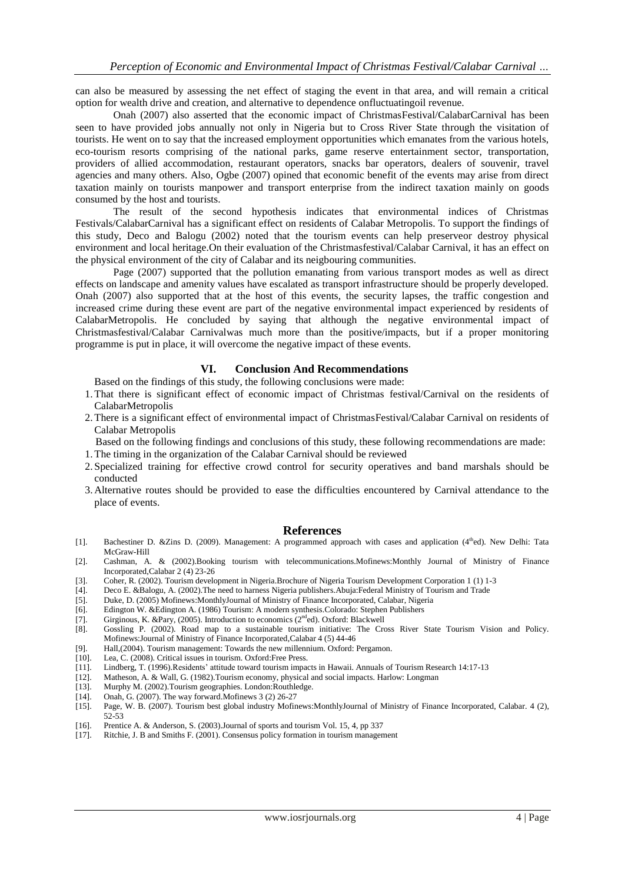can also be measured by assessing the net effect of staging the event in that area, and will remain a critical option for wealth drive and creation, and alternative to dependence onfluctuatingoil revenue.

Onah (2007) also asserted that the economic impact of ChristmasFestival/CalabarCarnival has been seen to have provided jobs annually not only in Nigeria but to Cross River State through the visitation of tourists. He went on to say that the increased employment opportunities which emanates from the various hotels, eco-tourism resorts comprising of the national parks, game reserve entertainment sector, transportation, providers of allied accommodation, restaurant operators, snacks bar operators, dealers of souvenir, travel agencies and many others. Also, Ogbe (2007) opined that economic benefit of the events may arise from direct taxation mainly on tourists manpower and transport enterprise from the indirect taxation mainly on goods consumed by the host and tourists.

The result of the second hypothesis indicates that environmental indices of Christmas Festivals/CalabarCarnival has a significant effect on residents of Calabar Metropolis. To support the findings of this study, Deco and Balogu (2002) noted that the tourism events can help preserveor destroy physical environment and local heritage.On their evaluation of the Christmasfestival/Calabar Carnival, it has an effect on the physical environment of the city of Calabar and its neigbouring communities.

Page (2007) supported that the pollution emanating from various transport modes as well as direct effects on landscape and amenity values have escalated as transport infrastructure should be properly developed. Onah (2007) also supported that at the host of this events, the security lapses, the traffic congestion and increased crime during these event are part of the negative environmental impact experienced by residents of CalabarMetropolis. He concluded by saying that although the negative environmental impact of Christmasfestival/Calabar Carnivalwas much more than the positive/impacts, but if a proper monitoring programme is put in place, it will overcome the negative impact of these events.

## VI. Conclusion And Recommendations

Based on the findings of this study, the following conclusions were made:

1. That there is significant effect of economic impact of Christmas festival/Carnival on the residents of CalabarMetropolis
2. There is a significant effect of environmental impact of ChristmasFestival/Calabar Carnival on residents of Calabar Metropolis

Based on the following findings and conclusions of this study, these following recommendations are made:

1. The timing in the organization of the Calabar Carnival should be reviewed
2. Specialized training for effective crowd control for security operatives and band marshals should be conducted
3. Alternative routes should be provided to ease the difficulties encountered by Carnival attendance to the place of events.

## References

[1]. Bachestiner D. &Zins D. (2009). Management: A programmed approach with cases and application (4thed). New Delhi: Tata McGraw-Hill
[2]. Cashman, A. & (2002).Booking tourism with telecommunications.Mofinews:Monthly Journal of Ministry of Finance Incorporated,Calabar 2 (4) 23-26
[3]. Coher, R. (2002). Tourism development in Nigeria.Brochure of Nigeria Tourism Development Corporation 1 (1) 1-3
[4]. Deco E. &Balogu, A. (2002).The need to harness Nigeria publishers.Abuja:Federal Ministry of Tourism and Trade
[5]. Duke, D. (2005) Mofinews:MonthlyJournal of Ministry of Finance Incorporated, Calabar, Nigeria
[6]. Edington W. &Edington A. (1986) Tourism: A modern synthesis.Colorado: Stephen Publishers
[7]. Girginous, K. &Pary, (2005). Introduction to economics (2nded). Oxford: Blackwell
[8]. Gossling P. (2002). Road map to a sustainable tourism initiative: The Cross River State Tourism Vision and Policy. Mofinews:Journal of Ministry of Finance Incorporated,Calabar 4 (5) 44-46
[9]. Hall,(2004). Tourism management: Towards the new millennium. Oxford: Pergamon.
[10]. Lea, C. (2008). Critical issues in tourism. Oxford:Free Press.
[11]. Lindberg, T. (1996).Residents' attitude toward tourism impacts in Hawaii. Annuals of Tourism Research 14:17-13
[12]. Matheson, A. & Wall, G. (1982).Tourism economy, physical and social impacts. Harlow: Longman
[13]. Murphy M. (2002).Tourism geographies. London:Routhledge.
[14]. Onah, G. (2007). The way forward.Mofinews 3 (2) 26-27
[15]. Page, W. B. (2007). Tourism best global industry Mofinews:MonthlyJournal of Ministry of Finance Incorporated, Calabar. 4 (2), 52-53
[16]. Prentice A. & Anderson, S. (2003).Journal of sports and tourism Vol. 15, 4, pp 337
[17]. Ritchie, J. B and Smiths F. (2001). Consensus policy formation in tourism management